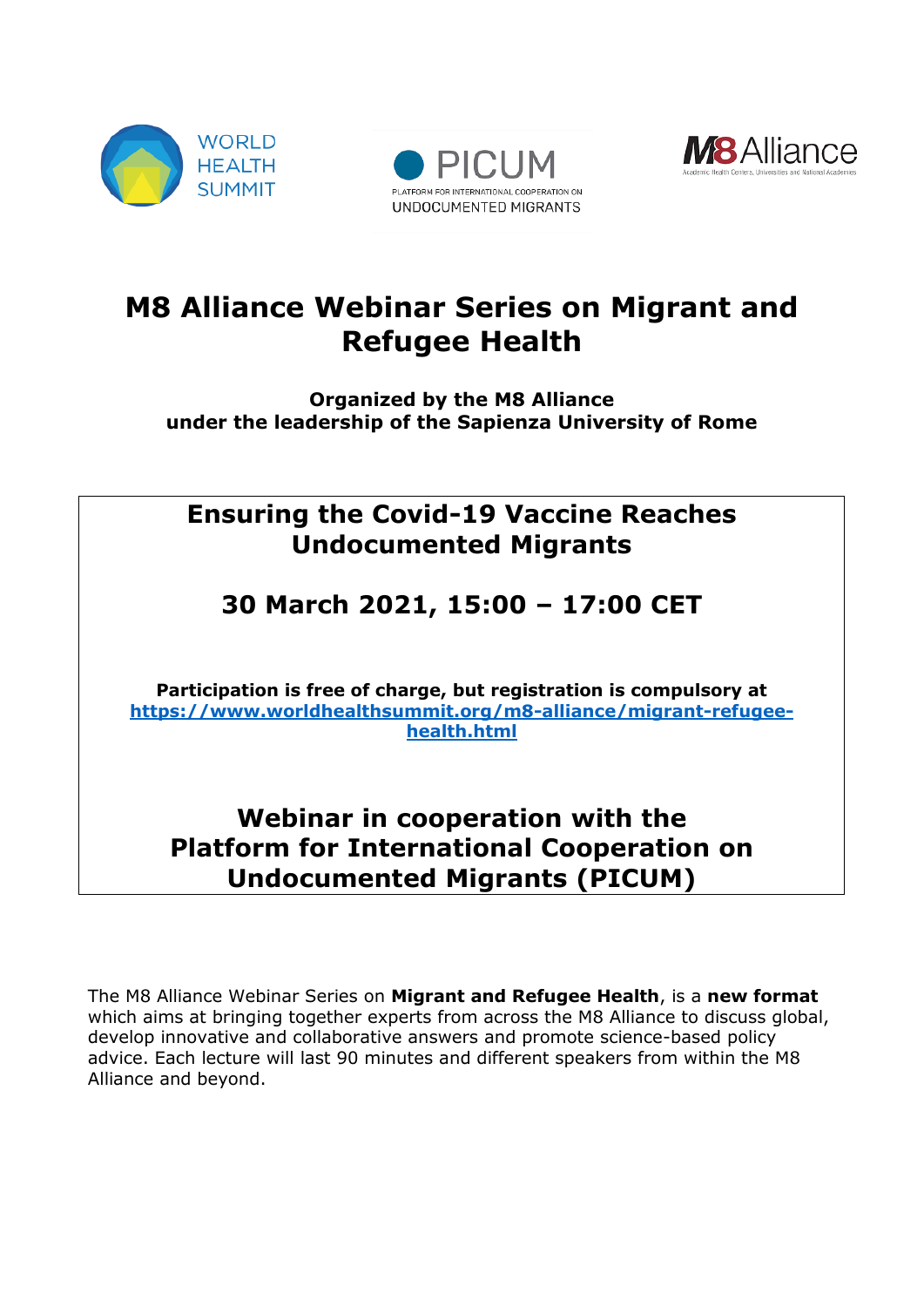WORLD HEALTH SUMMIT

PICUM
PLATFORM FOR INTERNATIONAL COOPERATION ON UNDOCUMENTED MIGRANTS

M8 Alliance
Academic Health Centers, Universities and National Academies

# M8 Alliance Webinar Series on Migrant and Refugee Health

**Organized by the M8 Alliance**
**under the leadership of the Sapienza University of Rome**

## Ensuring the Covid-19 Vaccine Reaches Undocumented Migrants

## 30 March 2021, 15:00 – 17:00 CET

**Participation is free of charge, but registration is compulsory at [https://www.worldhealthsummit.org/m8-alliance/migrant-refugee-health.html](https://www.worldhealthsummit.org/m8-alliance/migrant-refugee-health.html)**

## Webinar in cooperation with the Platform for International Cooperation on Undocumented Migrants (PICUM)

The M8 Alliance Webinar Series on **Migrant and Refugee Health**, is a **new format** which aims at bringing together experts from across the M8 Alliance to discuss global, develop innovative and collaborative answers and promote science-based policy advice. Each lecture will last 90 minutes and different speakers from within the M8 Alliance and beyond.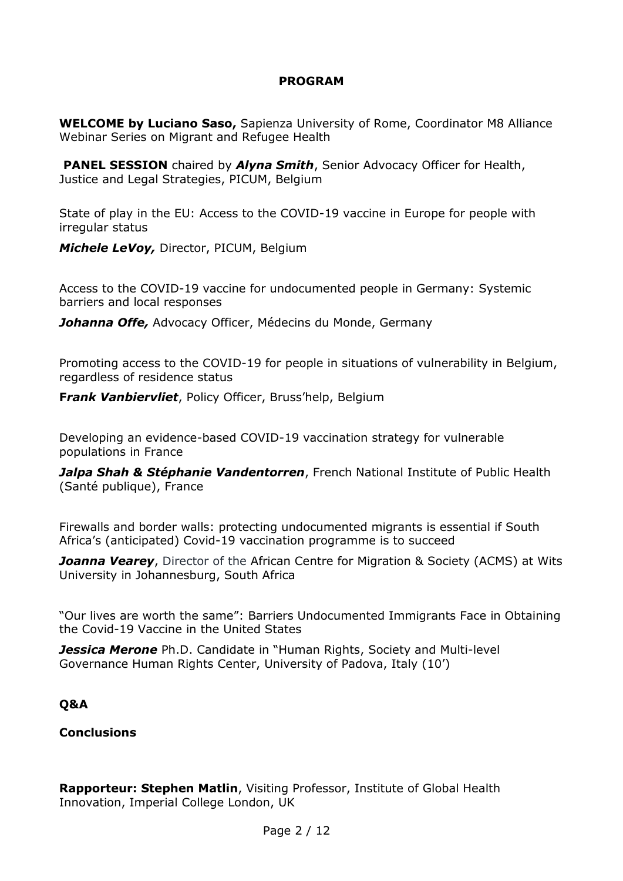## PROGRAM

**WELCOME by Luciano Saso,** Sapienza University of Rome, Coordinator M8 Alliance Webinar Series on Migrant and Refugee Health

**PANEL SESSION** chaired by ***Alyna Smith***, Senior Advocacy Officer for Health, Justice and Legal Strategies, PICUM, Belgium

State of play in the EU: Access to the COVID-19 vaccine in Europe for people with irregular status

***Michele LeVoy,*** Director, PICUM, Belgium

Access to the COVID-19 vaccine for undocumented people in Germany: Systemic barriers and local responses

***Johanna Offe,*** Advocacy Officer, Médecins du Monde, Germany

Promoting access to the COVID-19 for people in situations of vulnerability in Belgium, regardless of residence status

**F*rank Vanbiervliet***, Policy Officer, Bruss'help, Belgium

Developing an evidence-based COVID-19 vaccination strategy for vulnerable populations in France

***Jalpa Shah & Stéphanie Vandentorren***, French National Institute of Public Health (Santé publique), France

Firewalls and border walls: protecting undocumented migrants is essential if South Africa's (anticipated) Covid-19 vaccination programme is to succeed

***Joanna Vearey***, Director of the African Centre for Migration & Society (ACMS) at Wits University in Johannesburg, South Africa

"Our lives are worth the same": Barriers Undocumented Immigrants Face in Obtaining the Covid-19 Vaccine in the United States

***Jessica Merone*** Ph.D. Candidate in "Human Rights, Society and Multi-level Governance Human Rights Center, University of Padova, Italy (10')

**Q&A**

**Conclusions**

**Rapporteur: Stephen Matlin**, Visiting Professor, Institute of Global Health Innovation, Imperial College London, UK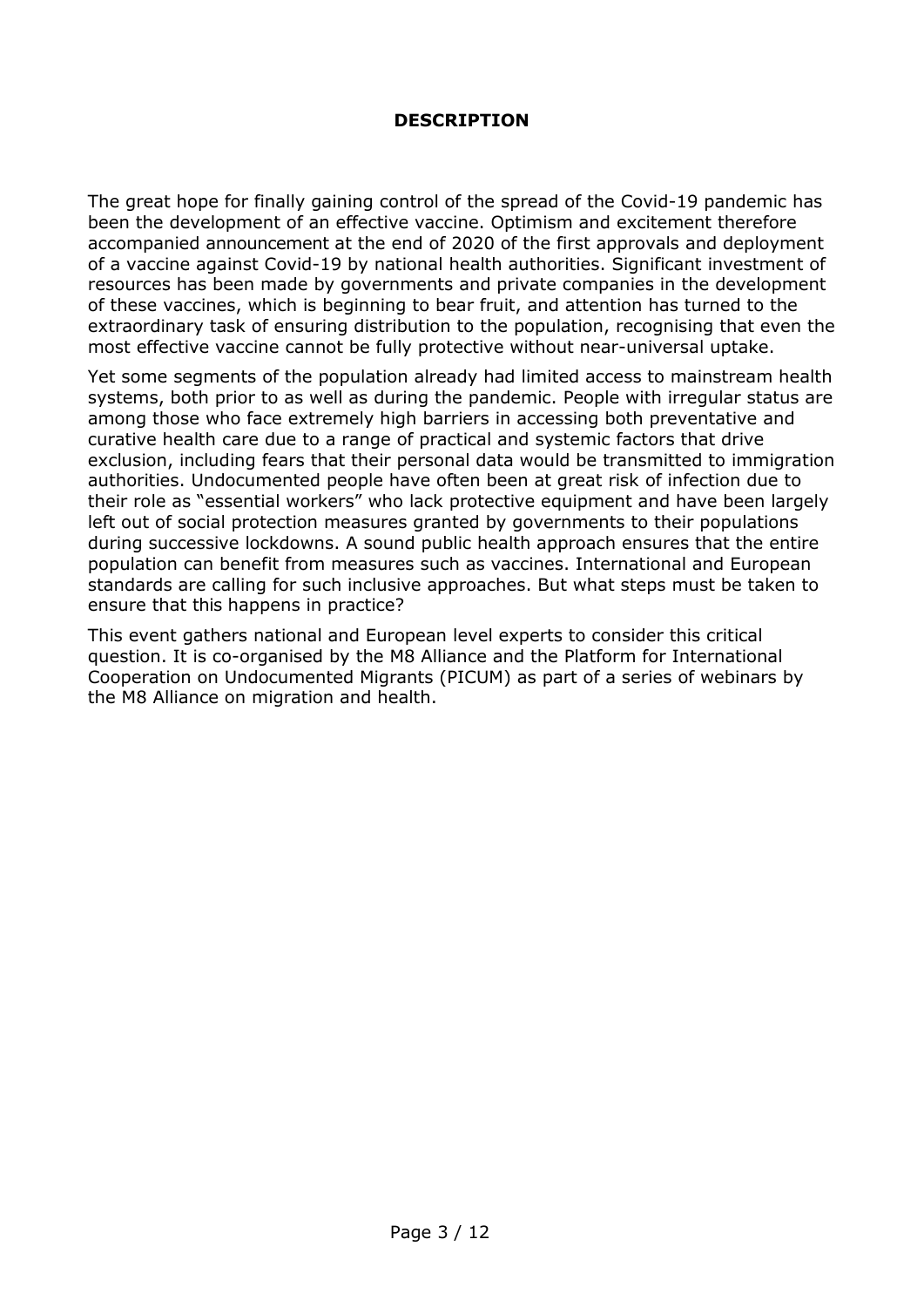## DESCRIPTION

The great hope for finally gaining control of the spread of the Covid-19 pandemic has been the development of an effective vaccine. Optimism and excitement therefore accompanied announcement at the end of 2020 of the first approvals and deployment of a vaccine against Covid-19 by national health authorities. Significant investment of resources has been made by governments and private companies in the development of these vaccines, which is beginning to bear fruit, and attention has turned to the extraordinary task of ensuring distribution to the population, recognising that even the most effective vaccine cannot be fully protective without near-universal uptake.

Yet some segments of the population already had limited access to mainstream health systems, both prior to as well as during the pandemic. People with irregular status are among those who face extremely high barriers in accessing both preventative and curative health care due to a range of practical and systemic factors that drive exclusion, including fears that their personal data would be transmitted to immigration authorities. Undocumented people have often been at great risk of infection due to their role as "essential workers" who lack protective equipment and have been largely left out of social protection measures granted by governments to their populations during successive lockdowns. A sound public health approach ensures that the entire population can benefit from measures such as vaccines. International and European standards are calling for such inclusive approaches. But what steps must be taken to ensure that this happens in practice?

This event gathers national and European level experts to consider this critical question. It is co-organised by the M8 Alliance and the Platform for International Cooperation on Undocumented Migrants (PICUM) as part of a series of webinars by the M8 Alliance on migration and health.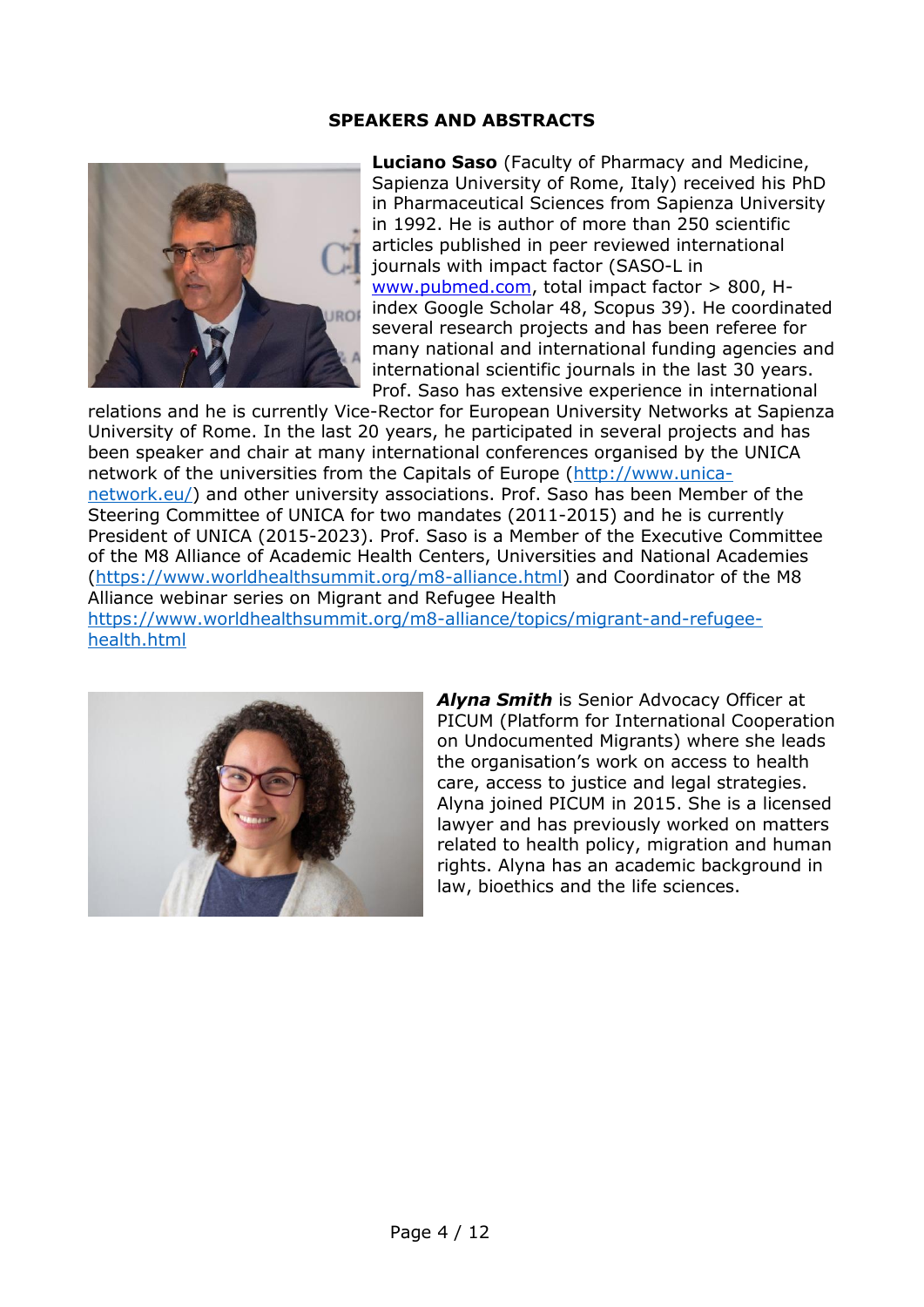**SPEAKERS AND ABSTRACTS**

**Luciano Saso** (Faculty of Pharmacy and Medicine, Sapienza University of Rome, Italy) received his PhD in Pharmaceutical Sciences from Sapienza University in 1992. He is author of more than 250 scientific articles published in peer reviewed international journals with impact factor (SASO-L in www.pubmed.com, total impact factor > 800, H-index Google Scholar 48, Scopus 39). He coordinated several research projects and has been referee for many national and international funding agencies and international scientific journals in the last 30 years. Prof. Saso has extensive experience in international relations and he is currently Vice-Rector for European University Networks at Sapienza University of Rome. In the last 20 years, he participated in several projects and has been speaker and chair at many international conferences organised by the UNICA network of the universities from the Capitals of Europe (http://www.unica-network.eu/) and other university associations. Prof. Saso has been Member of the Steering Committee of UNICA for two mandates (2011-2015) and he is currently President of UNICA (2015-2023). Prof. Saso is a Member of the Executive Committee of the M8 Alliance of Academic Health Centers, Universities and National Academies (https://www.worldhealthsummit.org/m8-alliance.html) and Coordinator of the M8 Alliance webinar series on Migrant and Refugee Health https://www.worldhealthsummit.org/m8-alliance/topics/migrant-and-refugee-health.html

***Alyna Smith*** is Senior Advocacy Officer at PICUM (Platform for International Cooperation on Undocumented Migrants) where she leads the organisation's work on access to health care, access to justice and legal strategies. Alyna joined PICUM in 2015. She is a licensed lawyer and has previously worked on matters related to health policy, migration and human rights. Alyna has an academic background in law, bioethics and the life sciences.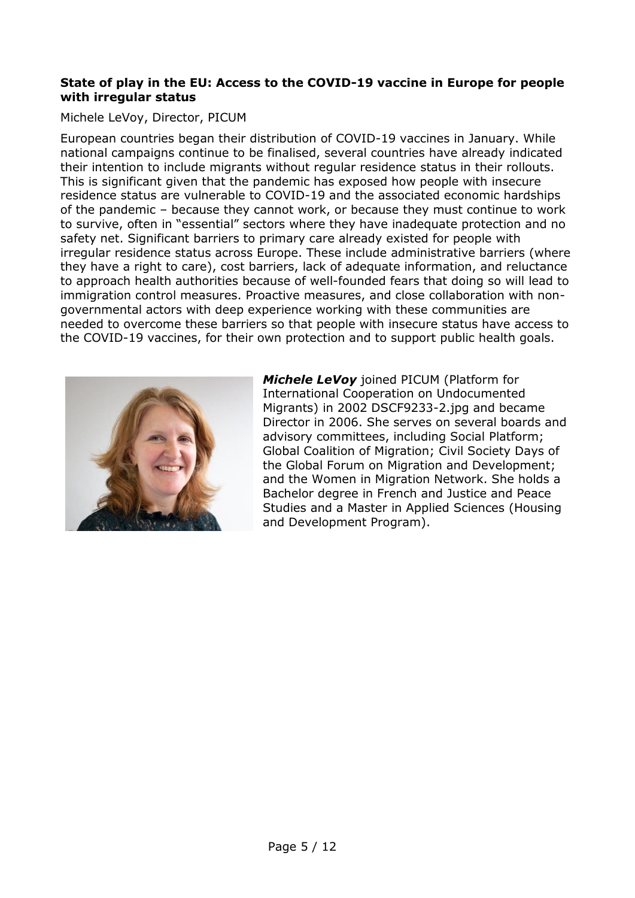**State of play in the EU: Access to the COVID-19 vaccine in Europe for people with irregular status**

Michele LeVoy, Director, PICUM

European countries began their distribution of COVID-19 vaccines in January. While national campaigns continue to be finalised, several countries have already indicated their intention to include migrants without regular residence status in their rollouts. This is significant given that the pandemic has exposed how people with insecure residence status are vulnerable to COVID-19 and the associated economic hardships of the pandemic – because they cannot work, or because they must continue to work to survive, often in "essential" sectors where they have inadequate protection and no safety net. Significant barriers to primary care already existed for people with irregular residence status across Europe. These include administrative barriers (where they have a right to care), cost barriers, lack of adequate information, and reluctance to approach health authorities because of well-founded fears that doing so will lead to immigration control measures. Proactive measures, and close collaboration with non-governmental actors with deep experience working with these communities are needed to overcome these barriers so that people with insecure status have access to the COVID-19 vaccines, for their own protection and to support public health goals.

***Michele LeVoy*** joined PICUM (Platform for International Cooperation on Undocumented Migrants) in 2002 DSCF9233-2.jpg and became Director in 2006. She serves on several boards and advisory committees, including Social Platform; Global Coalition of Migration; Civil Society Days of the Global Forum on Migration and Development; and the Women in Migration Network. She holds a Bachelor degree in French and Justice and Peace Studies and a Master in Applied Sciences (Housing and Development Program).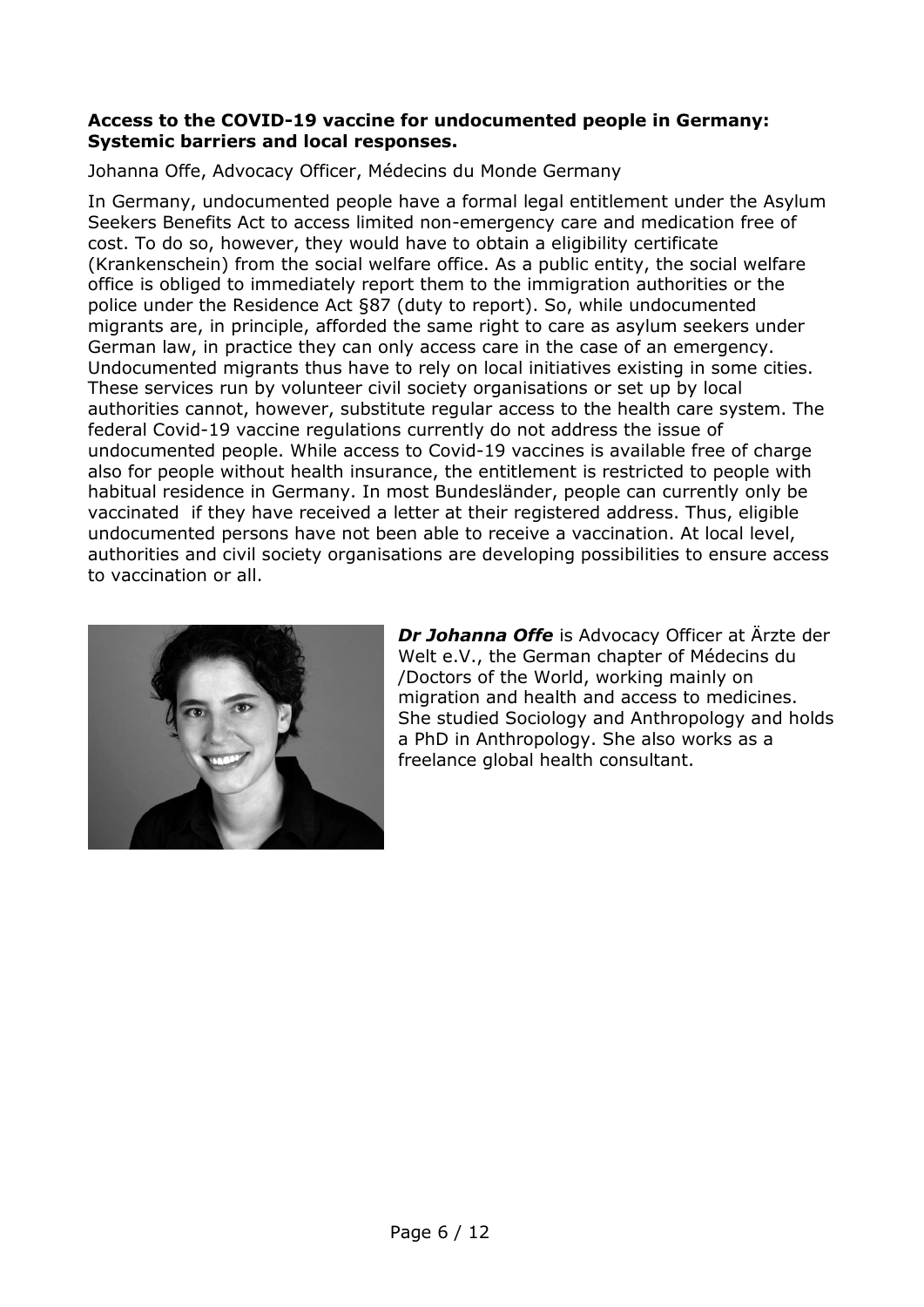**Access to the COVID-19 vaccine for undocumented people in Germany: Systemic barriers and local responses.**

Johanna Offe, Advocacy Officer, Médecins du Monde Germany

In Germany, undocumented people have a formal legal entitlement under the Asylum Seekers Benefits Act to access limited non-emergency care and medication free of cost. To do so, however, they would have to obtain a eligibility certificate (Krankenschein) from the social welfare office. As a public entity, the social welfare office is obliged to immediately report them to the immigration authorities or the police under the Residence Act §87 (duty to report). So, while undocumented migrants are, in principle, afforded the same right to care as asylum seekers under German law, in practice they can only access care in the case of an emergency. Undocumented migrants thus have to rely on local initiatives existing in some cities. These services run by volunteer civil society organisations or set up by local authorities cannot, however, substitute regular access to the health care system. The federal Covid-19 vaccine regulations currently do not address the issue of undocumented people. While access to Covid-19 vaccines is available free of charge also for people without health insurance, the entitlement is restricted to people with habitual residence in Germany. In most Bundesländer, people can currently only be vaccinated if they have received a letter at their registered address. Thus, eligible undocumented persons have not been able to receive a vaccination. At local level, authorities and civil society organisations are developing possibilities to ensure access to vaccination or all.

***Dr Johanna Offe*** is Advocacy Officer at Ärzte der Welt e.V., the German chapter of Médecins du /Doctors of the World, working mainly on migration and health and access to medicines. She studied Sociology and Anthropology and holds a PhD in Anthropology. She also works as a freelance global health consultant.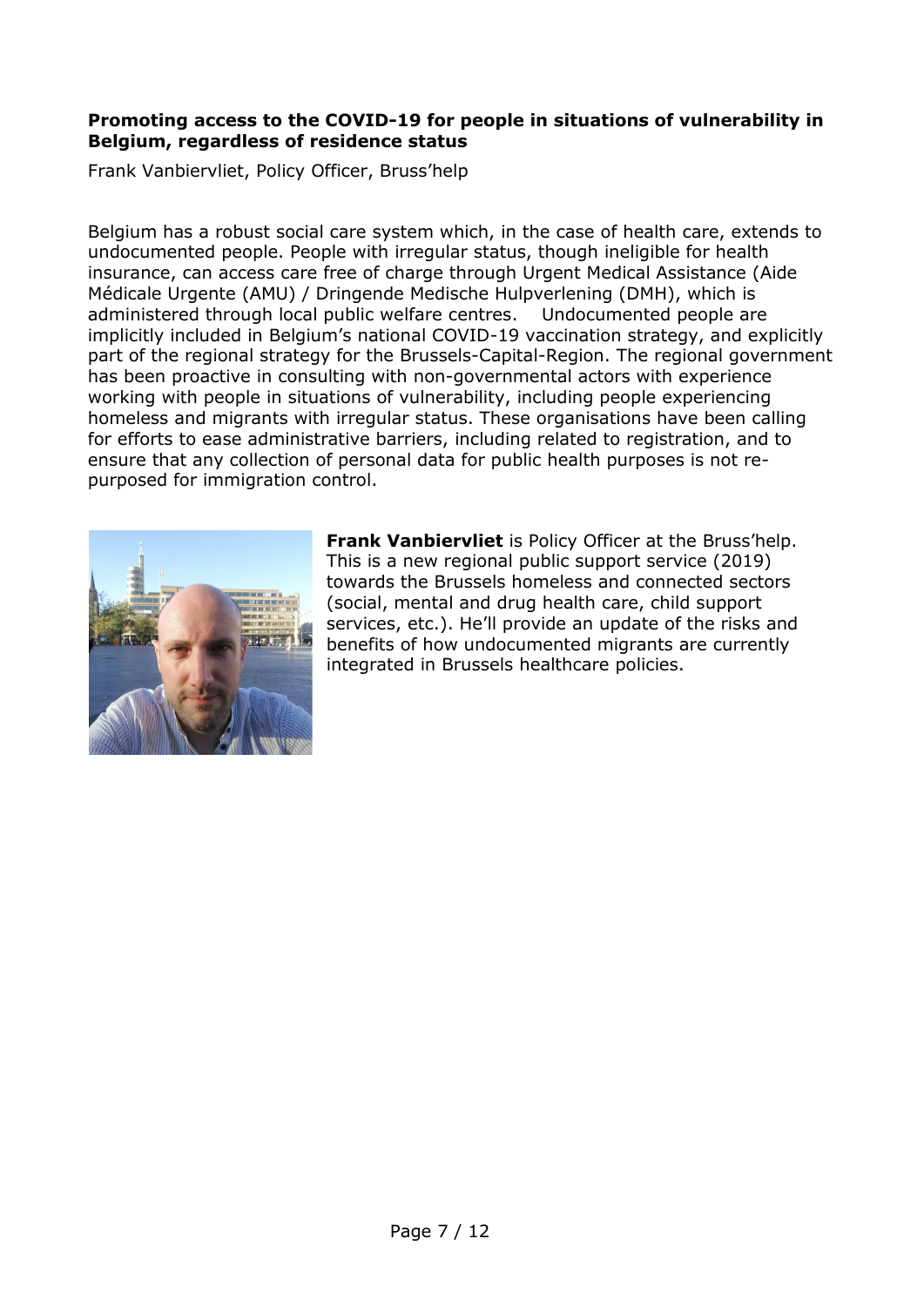**Promoting access to the COVID-19 for people in situations of vulnerability in Belgium, regardless of residence status**

Frank Vanbiervliet, Policy Officer, Bruss'help

Belgium has a robust social care system which, in the case of health care, extends to undocumented people. People with irregular status, though ineligible for health insurance, can access care free of charge through Urgent Medical Assistance (Aide Médicale Urgente (AMU) / Dringende Medische Hulpverlening (DMH), which is administered through local public welfare centres. Undocumented people are implicitly included in Belgium's national COVID-19 vaccination strategy, and explicitly part of the regional strategy for the Brussels-Capital-Region. The regional government has been proactive in consulting with non-governmental actors with experience working with people in situations of vulnerability, including people experiencing homeless and migrants with irregular status. These organisations have been calling for efforts to ease administrative barriers, including related to registration, and to ensure that any collection of personal data for public health purposes is not re-purposed for immigration control.

**Frank Vanbiervliet** is Policy Officer at the Bruss'help. This is a new regional public support service (2019) towards the Brussels homeless and connected sectors (social, mental and drug health care, child support services, etc.). He'll provide an update of the risks and benefits of how undocumented migrants are currently integrated in Brussels healthcare policies.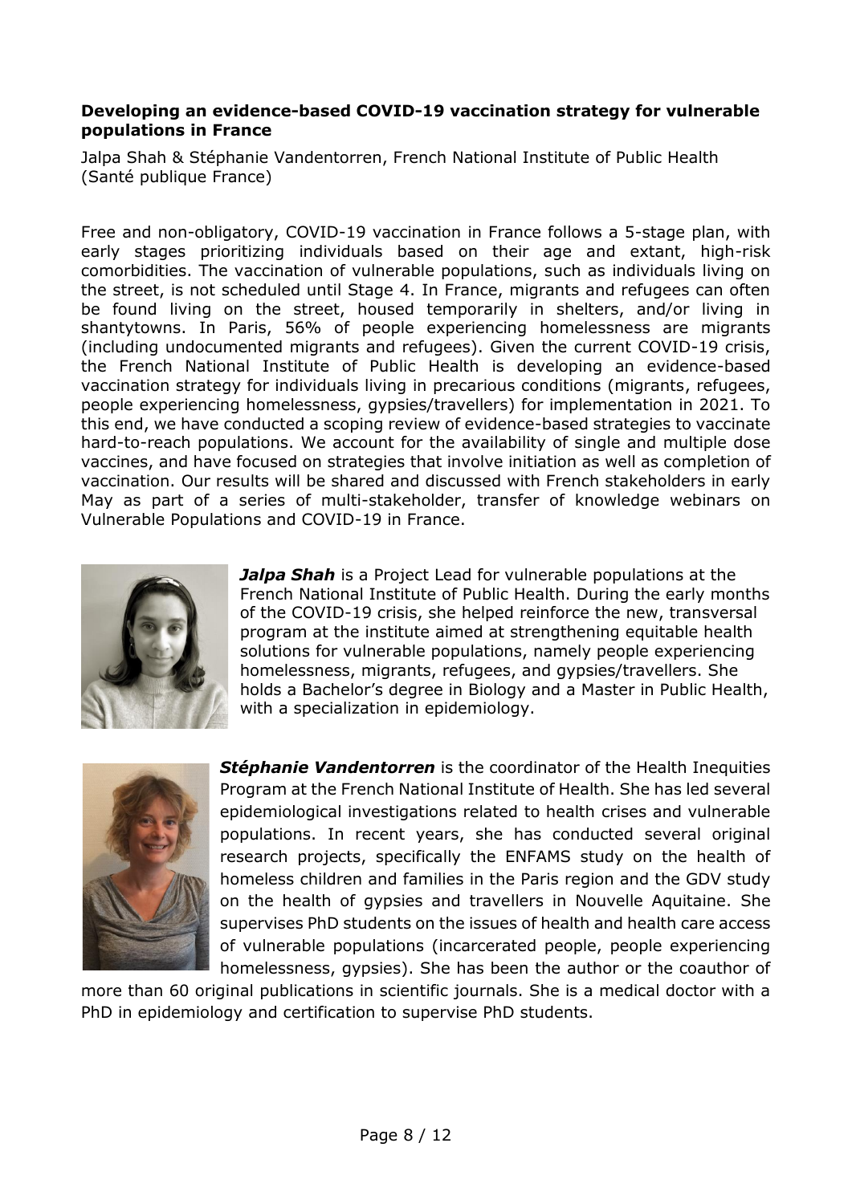**Developing an evidence-based COVID-19 vaccination strategy for vulnerable populations in France**

Jalpa Shah & Stéphanie Vandentorren, French National Institute of Public Health (Santé publique France)

Free and non-obligatory, COVID-19 vaccination in France follows a 5-stage plan, with early stages prioritizing individuals based on their age and extant, high-risk comorbidities. The vaccination of vulnerable populations, such as individuals living on the street, is not scheduled until Stage 4. In France, migrants and refugees can often be found living on the street, housed temporarily in shelters, and/or living in shantytowns. In Paris, 56% of people experiencing homelessness are migrants (including undocumented migrants and refugees). Given the current COVID-19 crisis, the French National Institute of Public Health is developing an evidence-based vaccination strategy for individuals living in precarious conditions (migrants, refugees, people experiencing homelessness, gypsies/travellers) for implementation in 2021. To this end, we have conducted a scoping review of evidence-based strategies to vaccinate hard-to-reach populations. We account for the availability of single and multiple dose vaccines, and have focused on strategies that involve initiation as well as completion of vaccination. Our results will be shared and discussed with French stakeholders in early May as part of a series of multi-stakeholder, transfer of knowledge webinars on Vulnerable Populations and COVID-19 in France.

***Jalpa Shah*** is a Project Lead for vulnerable populations at the French National Institute of Public Health. During the early months of the COVID-19 crisis, she helped reinforce the new, transversal program at the institute aimed at strengthening equitable health solutions for vulnerable populations, namely people experiencing homelessness, migrants, refugees, and gypsies/travellers. She holds a Bachelor's degree in Biology and a Master in Public Health, with a specialization in epidemiology.

***Stéphanie Vandentorren*** is the coordinator of the Health Inequities Program at the French National Institute of Health. She has led several epidemiological investigations related to health crises and vulnerable populations. In recent years, she has conducted several original research projects, specifically the ENFAMS study on the health of homeless children and families in the Paris region and the GDV study on the health of gypsies and travellers in Nouvelle Aquitaine. She supervises PhD students on the issues of health and health care access of vulnerable populations (incarcerated people, people experiencing homelessness, gypsies). She has been the author or the coauthor of more than 60 original publications in scientific journals. She is a medical doctor with a PhD in epidemiology and certification to supervise PhD students.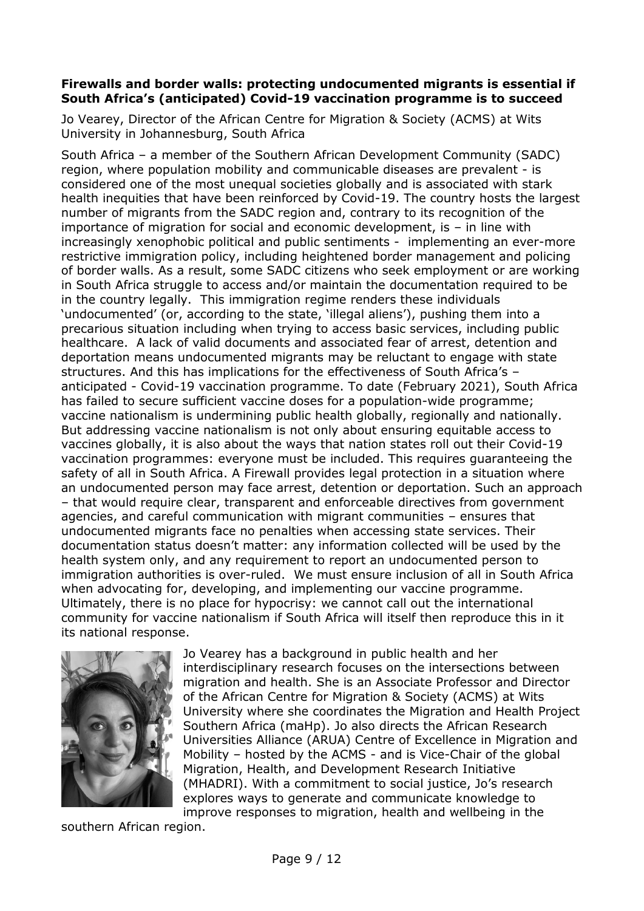**Firewalls and border walls: protecting undocumented migrants is essential if South Africa's (anticipated) Covid-19 vaccination programme is to succeed**

Jo Vearey, Director of the African Centre for Migration & Society (ACMS) at Wits University in Johannesburg, South Africa

South Africa – a member of the Southern African Development Community (SADC) region, where population mobility and communicable diseases are prevalent - is considered one of the most unequal societies globally and is associated with stark health inequities that have been reinforced by Covid-19. The country hosts the largest number of migrants from the SADC region and, contrary to its recognition of the importance of migration for social and economic development, is – in line with increasingly xenophobic political and public sentiments - implementing an ever-more restrictive immigration policy, including heightened border management and policing of border walls. As a result, some SADC citizens who seek employment or are working in South Africa struggle to access and/or maintain the documentation required to be in the country legally. This immigration regime renders these individuals 'undocumented' (or, according to the state, 'illegal aliens'), pushing them into a precarious situation including when trying to access basic services, including public healthcare. A lack of valid documents and associated fear of arrest, detention and deportation means undocumented migrants may be reluctant to engage with state structures. And this has implications for the effectiveness of South Africa's – anticipated - Covid-19 vaccination programme. To date (February 2021), South Africa has failed to secure sufficient vaccine doses for a population-wide programme; vaccine nationalism is undermining public health globally, regionally and nationally. But addressing vaccine nationalism is not only about ensuring equitable access to vaccines globally, it is also about the ways that nation states roll out their Covid-19 vaccination programmes: everyone must be included. This requires guaranteeing the safety of all in South Africa. A Firewall provides legal protection in a situation where an undocumented person may face arrest, detention or deportation. Such an approach – that would require clear, transparent and enforceable directives from government agencies, and careful communication with migrant communities – ensures that undocumented migrants face no penalties when accessing state services. Their documentation status doesn't matter: any information collected will be used by the health system only, and any requirement to report an undocumented person to immigration authorities is over-ruled. We must ensure inclusion of all in South Africa when advocating for, developing, and implementing our vaccine programme. Ultimately, there is no place for hypocrisy: we cannot call out the international community for vaccine nationalism if South Africa will itself then reproduce this in it its national response.

Jo Vearey has a background in public health and her interdisciplinary research focuses on the intersections between migration and health. She is an Associate Professor and Director of the African Centre for Migration & Society (ACMS) at Wits University where she coordinates the Migration and Health Project Southern Africa (maHp). Jo also directs the African Research Universities Alliance (ARUA) Centre of Excellence in Migration and Mobility – hosted by the ACMS - and is Vice-Chair of the global Migration, Health, and Development Research Initiative (MHADRI). With a commitment to social justice, Jo's research explores ways to generate and communicate knowledge to improve responses to migration, health and wellbeing in the southern African region.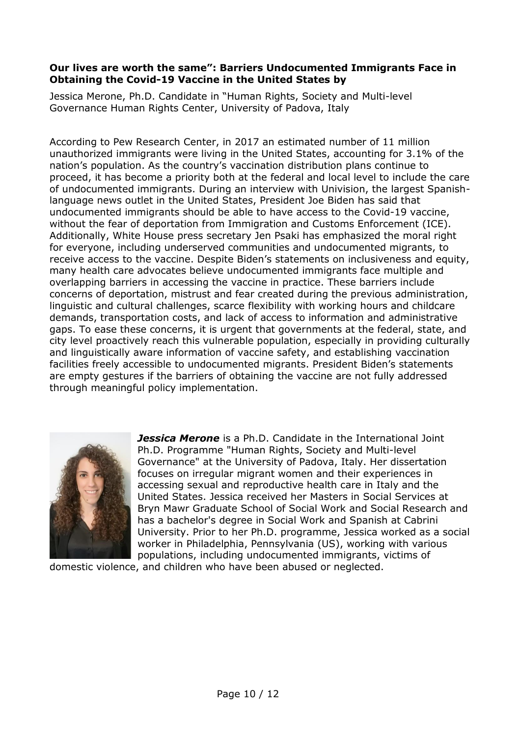**Our lives are worth the same": Barriers Undocumented Immigrants Face in Obtaining the Covid-19 Vaccine in the United States by**

Jessica Merone, Ph.D. Candidate in "Human Rights, Society and Multi-level Governance Human Rights Center, University of Padova, Italy

According to Pew Research Center, in 2017 an estimated number of 11 million unauthorized immigrants were living in the United States, accounting for 3.1% of the nation's population. As the country's vaccination distribution plans continue to proceed, it has become a priority both at the federal and local level to include the care of undocumented immigrants. During an interview with Univision, the largest Spanish-language news outlet in the United States, President Joe Biden has said that undocumented immigrants should be able to have access to the Covid-19 vaccine, without the fear of deportation from Immigration and Customs Enforcement (ICE). Additionally, White House press secretary Jen Psaki has emphasized the moral right for everyone, including underserved communities and undocumented migrants, to receive access to the vaccine. Despite Biden's statements on inclusiveness and equity, many health care advocates believe undocumented immigrants face multiple and overlapping barriers in accessing the vaccine in practice. These barriers include concerns of deportation, mistrust and fear created during the previous administration, linguistic and cultural challenges, scarce flexibility with working hours and childcare demands, transportation costs, and lack of access to information and administrative gaps. To ease these concerns, it is urgent that governments at the federal, state, and city level proactively reach this vulnerable population, especially in providing culturally and linguistically aware information of vaccine safety, and establishing vaccination facilities freely accessible to undocumented migrants. President Biden's statements are empty gestures if the barriers of obtaining the vaccine are not fully addressed through meaningful policy implementation.

***Jessica Merone*** is a Ph.D. Candidate in the International Joint Ph.D. Programme "Human Rights, Society and Multi-level Governance" at the University of Padova, Italy. Her dissertation focuses on irregular migrant women and their experiences in accessing sexual and reproductive health care in Italy and the United States. Jessica received her Masters in Social Services at Bryn Mawr Graduate School of Social Work and Social Research and has a bachelor's degree in Social Work and Spanish at Cabrini University. Prior to her Ph.D. programme, Jessica worked as a social worker in Philadelphia, Pennsylvania (US), working with various populations, including undocumented immigrants, victims of domestic violence, and children who have been abused or neglected.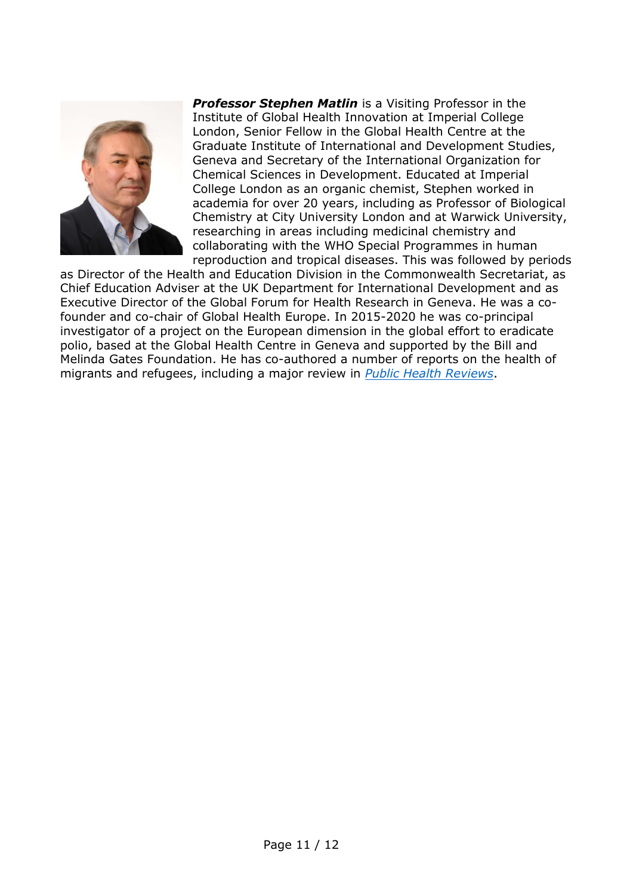***Professor Stephen Matlin*** is a Visiting Professor in the Institute of Global Health Innovation at Imperial College London, Senior Fellow in the Global Health Centre at the Graduate Institute of International and Development Studies, Geneva and Secretary of the International Organization for Chemical Sciences in Development. Educated at Imperial College London as an organic chemist, Stephen worked in academia for over 20 years, including as Professor of Biological Chemistry at City University London and at Warwick University, researching in areas including medicinal chemistry and collaborating with the WHO Special Programmes in human reproduction and tropical diseases. This was followed by periods as Director of the Health and Education Division in the Commonwealth Secretariat, as Chief Education Adviser at the UK Department for International Development and as Executive Director of the Global Forum for Health Research in Geneva. He was a co-founder and co-chair of Global Health Europe. In 2015-2020 he was co-principal investigator of a project on the European dimension in the global effort to eradicate polio, based at the Global Health Centre in Geneva and supported by the Bill and Melinda Gates Foundation. He has co-authored a number of reports on the health of migrants and refugees, including a major review in *Public Health Reviews*.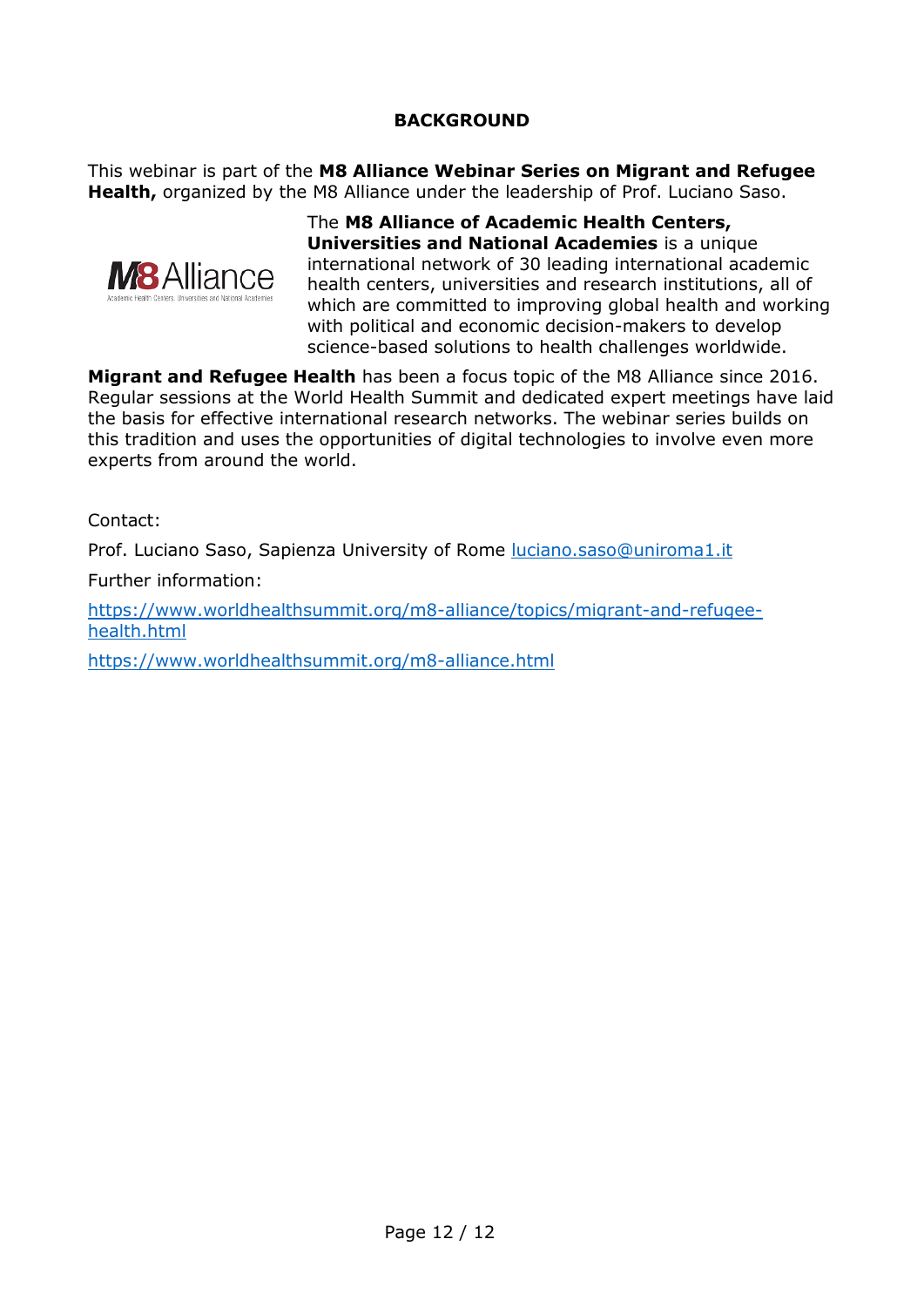## BACKGROUND

This webinar is part of the **M8 Alliance Webinar Series on Migrant and Refugee Health,** organized by the M8 Alliance under the leadership of Prof. Luciano Saso.

The **M8 Alliance of Academic Health Centers, Universities and National Academies** is a unique international network of 30 leading international academic health centers, universities and research institutions, all of which are committed to improving global health and working with political and economic decision-makers to develop science-based solutions to health challenges worldwide.

**Migrant and Refugee Health** has been a focus topic of the M8 Alliance since 2016. Regular sessions at the World Health Summit and dedicated expert meetings have laid the basis for effective international research networks. The webinar series builds on this tradition and uses the opportunities of digital technologies to involve even more experts from around the world.

Contact:

Prof. Luciano Saso, Sapienza University of Rome luciano.saso@uniroma1.it

Further information:

https://www.worldhealthsummit.org/m8-alliance/topics/migrant-and-refugee-health.html

https://www.worldhealthsummit.org/m8-alliance.html